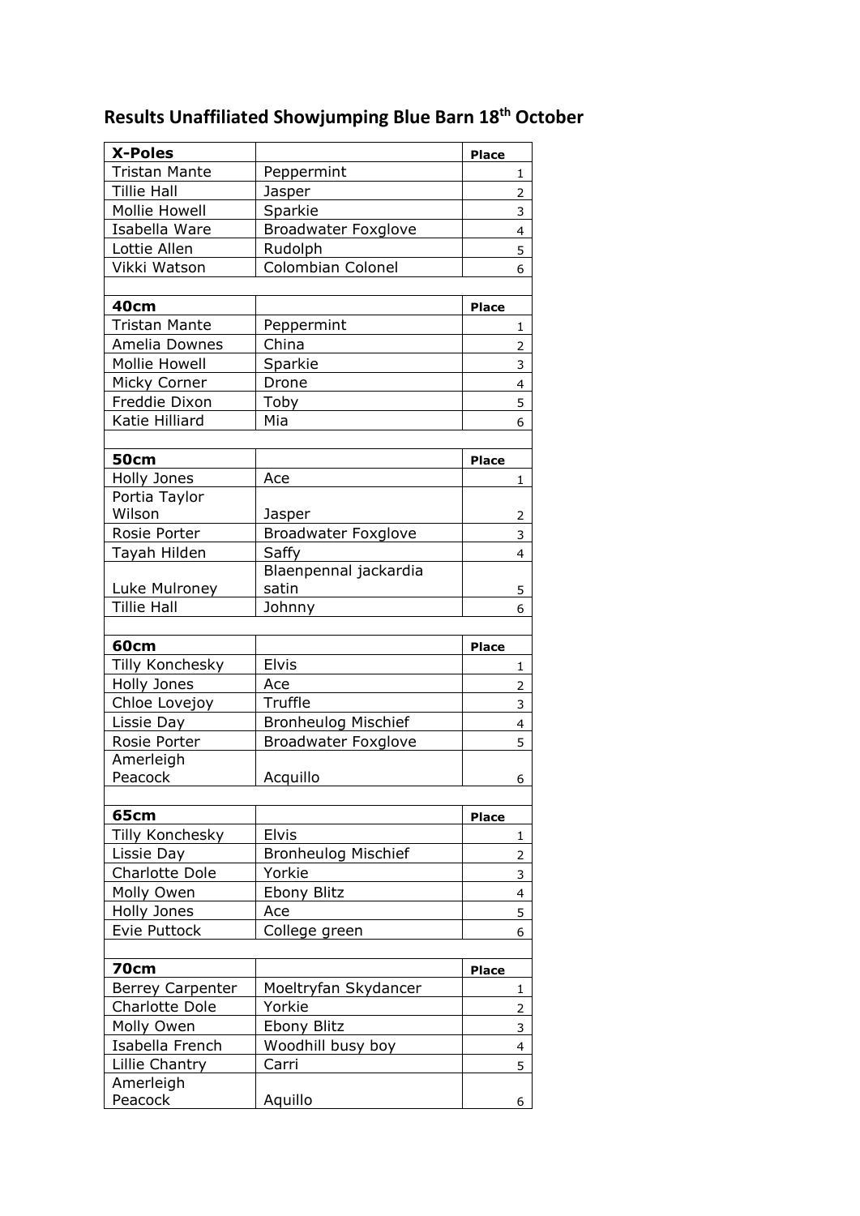# Results Unaffiliated Showjumping Blue Barn 18th October

| X-Poles | | Place |
|---|---|---|
| Tristan Mante | Peppermint | 1 |
| Tillie Hall | Jasper | 2 |
| Mollie Howell | Sparkie | 3 |
| Isabella Ware | Broadwater Foxglove | 4 |
| Lottie Allen | Rudolph | 5 |
| Vikki Watson | Colombian Colonel | 6 |
| | | |
| **40cm** | | **Place** |
| Tristan Mante | Peppermint | 1 |
| Amelia Downes | China | 2 |
| Mollie Howell | Sparkie | 3 |
| Micky Corner | Drone | 4 |
| Freddie Dixon | Toby | 5 |
| Katie Hilliard | Mia | 6 |
| | | |
| **50cm** | | **Place** |
| Holly Jones | Ace | 1 |
| Portia Taylor Wilson | Jasper | 2 |
| Rosie Porter | Broadwater Foxglove | 3 |
| Tayah Hilden | Saffy | 4 |
| Luke Mulroney | Blaenpennal jackardia satin | 5 |
| Tillie Hall | Johnny | 6 |
| | | |
| **60cm** | | **Place** |
| Tilly Konchesky | Elvis | 1 |
| Holly Jones | Ace | 2 |
| Chloe Lovejoy | Truffle | 3 |
| Lissie Day | Bronheulog Mischief | 4 |
| Rosie Porter | Broadwater Foxglove | 5 |
| Amerleigh Peacock | Acquillo | 6 |
| | | |
| **65cm** | | **Place** |
| Tilly Konchesky | Elvis | 1 |
| Lissie Day | Bronheulog Mischief | 2 |
| Charlotte Dole | Yorkie | 3 |
| Molly Owen | Ebony Blitz | 4 |
| Holly Jones | Ace | 5 |
| Evie Puttock | College green | 6 |
| | | |
| **70cm** | | **Place** |
| Berrey Carpenter | Moeltryfan Skydancer | 1 |
| Charlotte Dole | Yorkie | 2 |
| Molly Owen | Ebony Blitz | 3 |
| Isabella French | Woodhill busy boy | 4 |
| Lillie Chantry | Carri | 5 |
| Amerleigh Peacock | Aquillo | 6 |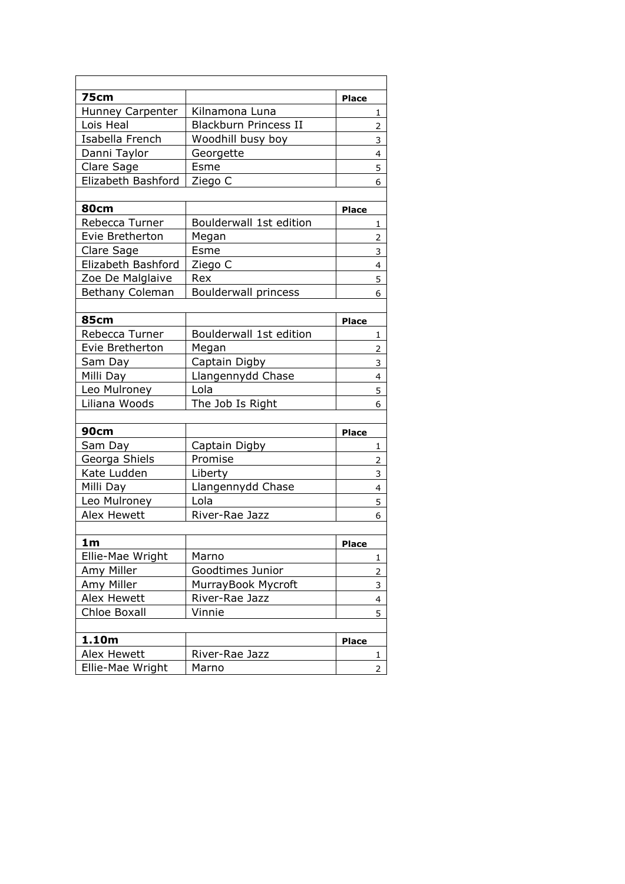| 75cm | | Place |
| --- | --- | --- |
| Hunney Carpenter | Kilnamona Luna | 1 |
| Lois Heal | Blackburn Princess II | 2 |
| Isabella French | Woodhill busy boy | 3 |
| Danni Taylor | Georgette | 4 |
| Clare Sage | Esme | 5 |
| Elizabeth Bashford | Ziego C | 6 |

| 80cm | | Place |
| --- | --- | --- |
| Rebecca Turner | Boulderwall 1st edition | 1 |
| Evie Bretherton | Megan | 2 |
| Clare Sage | Esme | 3 |
| Elizabeth Bashford | Ziego C | 4 |
| Zoe De Malglaive | Rex | 5 |
| Bethany Coleman | Boulderwall princess | 6 |

| 85cm | | Place |
| --- | --- | --- |
| Rebecca Turner | Boulderwall 1st edition | 1 |
| Evie Bretherton | Megan | 2 |
| Sam Day | Captain Digby | 3 |
| Milli Day | Llangennydd Chase | 4 |
| Leo Mulroney | Lola | 5 |
| Liliana Woods | The Job Is Right | 6 |

| 90cm | | Place |
| --- | --- | --- |
| Sam Day | Captain Digby | 1 |
| Georga Shiels | Promise | 2 |
| Kate Ludden | Liberty | 3 |
| Milli Day | Llangennydd Chase | 4 |
| Leo Mulroney | Lola | 5 |
| Alex Hewett | River-Rae Jazz | 6 |

| 1m | | Place |
| --- | --- | --- |
| Ellie-Mae Wright | Marno | 1 |
| Amy Miller | Goodtimes Junior | 2 |
| Amy Miller | MurrayBook Mycroft | 3 |
| Alex Hewett | River-Rae Jazz | 4 |
| Chloe Boxall | Vinnie | 5 |

| 1.10m | | Place |
| --- | --- | --- |
| Alex Hewett | River-Rae Jazz | 1 |
| Ellie-Mae Wright | Marno | 2 |